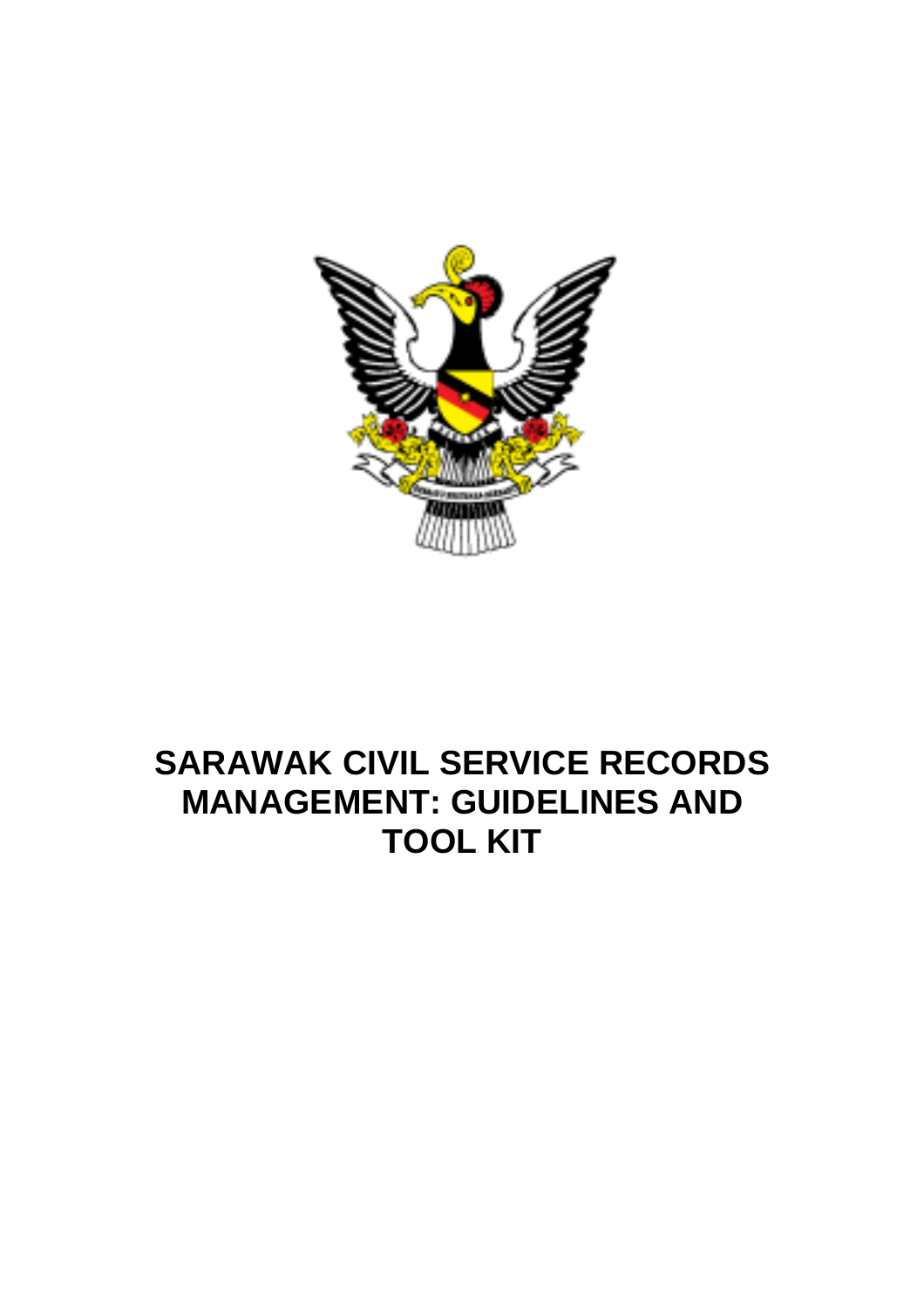# SARAWAK CIVIL SERVICE RECORDS MANAGEMENT: GUIDELINES AND TOOL KIT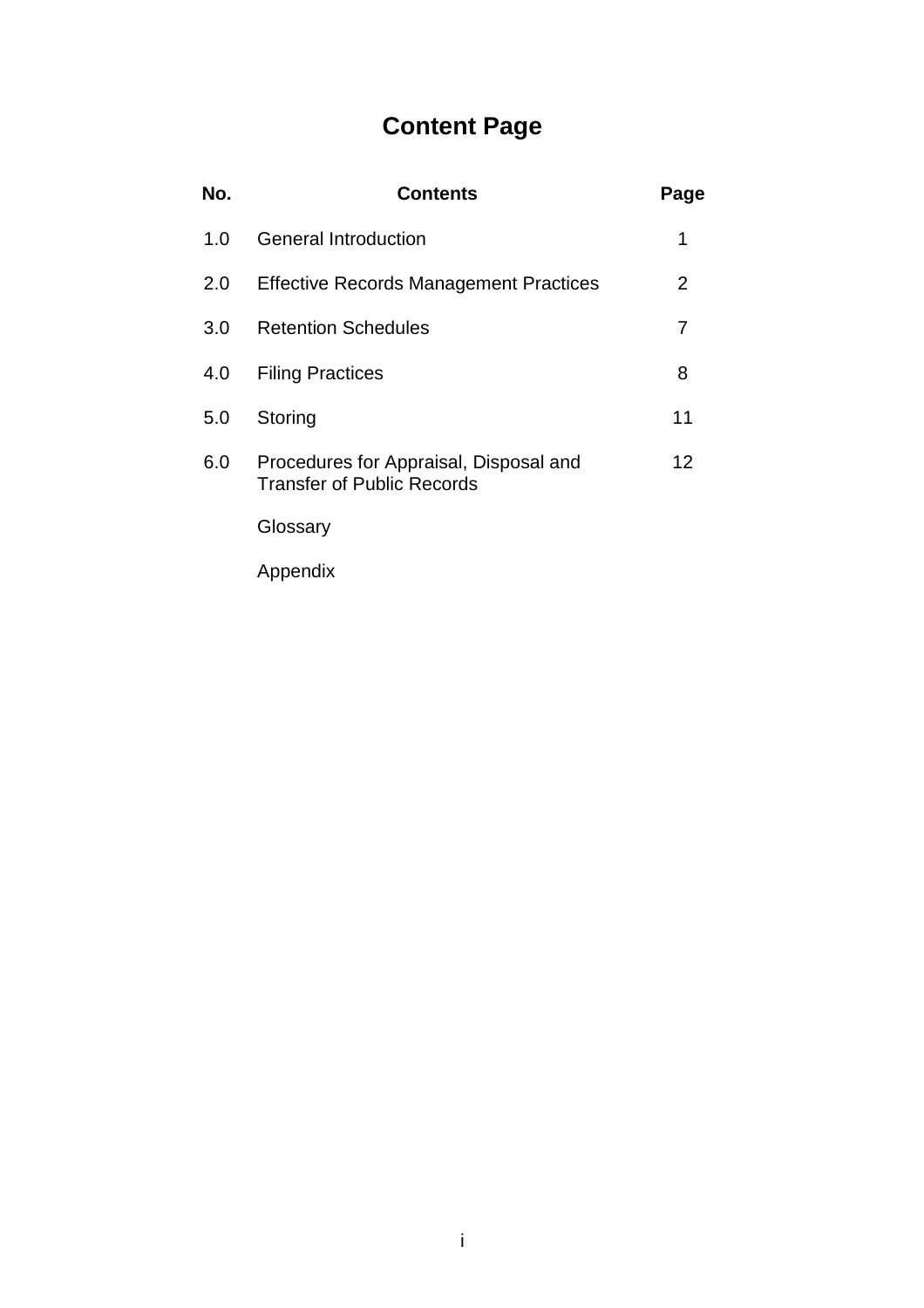# Content Page

| No. | Contents | Page |
| --- | --- | --- |
| 1.0 | General Introduction | 1 |
| 2.0 | Effective Records Management Practices | 2 |
| 3.0 | Retention Schedules | 7 |
| 4.0 | Filing Practices | 8 |
| 5.0 | Storing | 11 |
| 6.0 | Procedures for Appraisal, Disposal and Transfer of Public Records | 12 |
| | Glossary | |
| | Appendix | |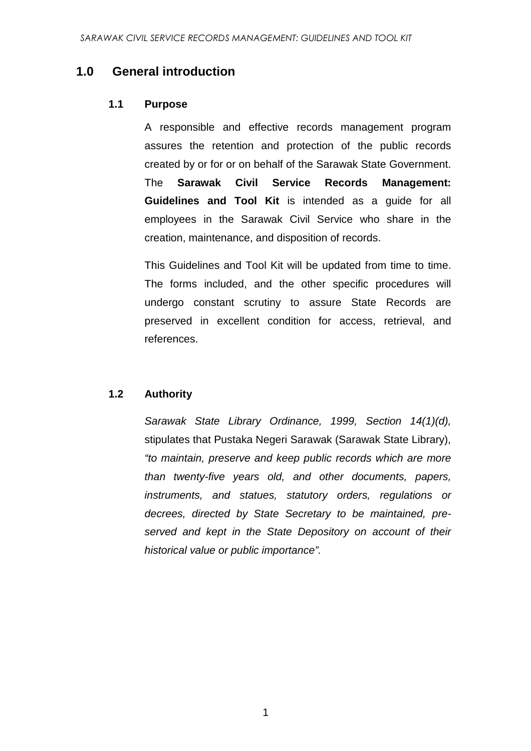# 1.0 General introduction

## 1.1 Purpose

A responsible and effective records management program assures the retention and protection of the public records created by or for or on behalf of the Sarawak State Government. The **Sarawak Civil Service Records Management: Guidelines and Tool Kit** is intended as a guide for all employees in the Sarawak Civil Service who share in the creation, maintenance, and disposition of records.

This Guidelines and Tool Kit will be updated from time to time. The forms included, and the other specific procedures will undergo constant scrutiny to assure State Records are preserved in excellent condition for access, retrieval, and references.

## 1.2 Authority

*Sarawak State Library Ordinance, 1999, Section 14(1)(d),* stipulates that Pustaka Negeri Sarawak (Sarawak State Library), *"to maintain, preserve and keep public records which are more than twenty-five years old, and other documents, papers, instruments, and statues, statutory orders, regulations or decrees, directed by State Secretary to be maintained, pre-served and kept in the State Depository on account of their historical value or public importance".*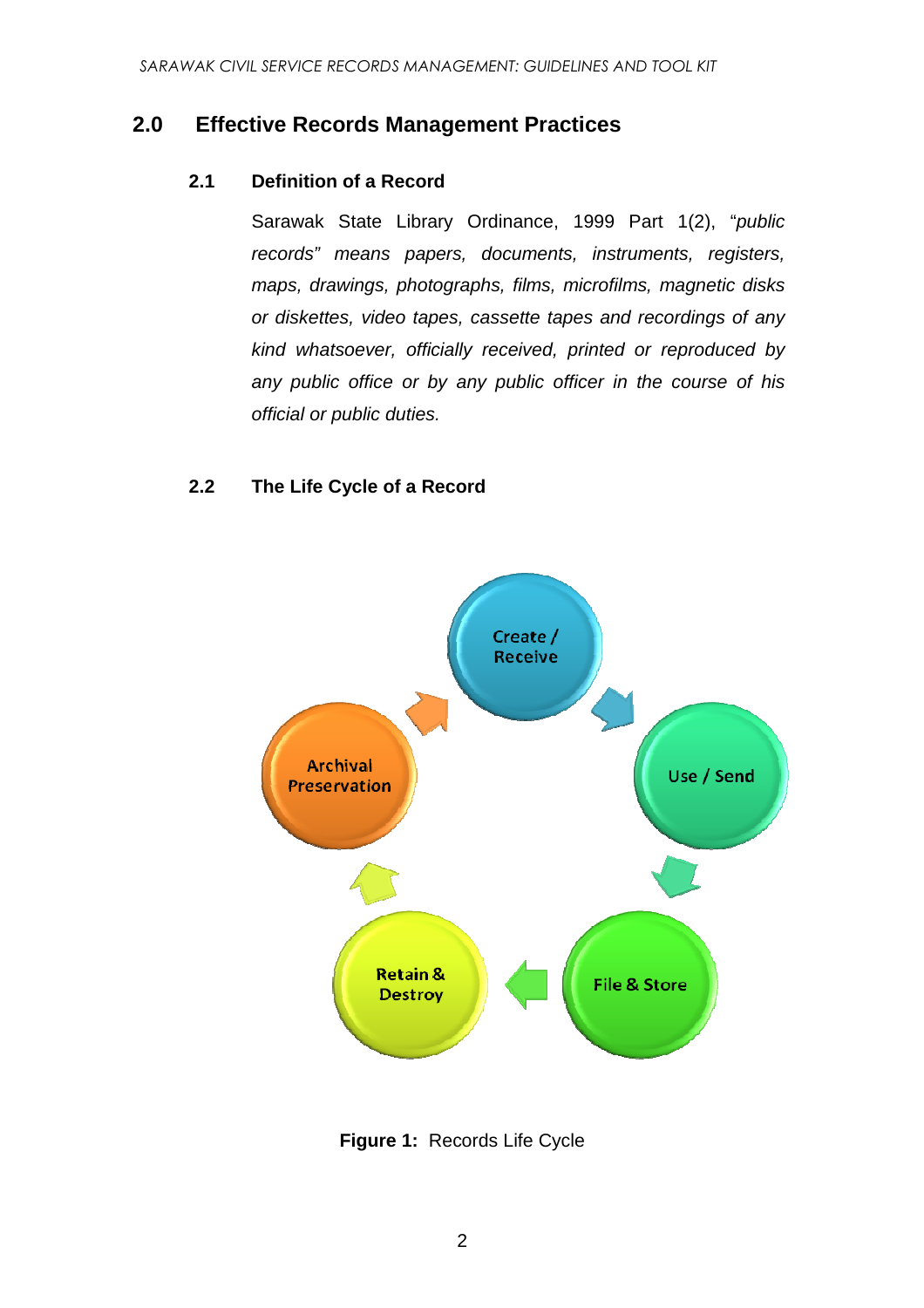## 2.0 Effective Records Management Practices

### 2.1 Definition of a Record

Sarawak State Library Ordinance, 1999 Part 1(2), "*public records" means papers, documents, instruments, registers, maps, drawings, photographs, films, microfilms, magnetic disks or diskettes, video tapes, cassette tapes and recordings of any kind whatsoever, officially received, printed or reproduced by any public office or by any public officer in the course of his official or public duties.*

### 2.2 The Life Cycle of a Record

Create / Receive → Use / Send → File & Store → Retain & Destroy → Archival Preservation → Create / Receive

**Figure 1:** Records Life Cycle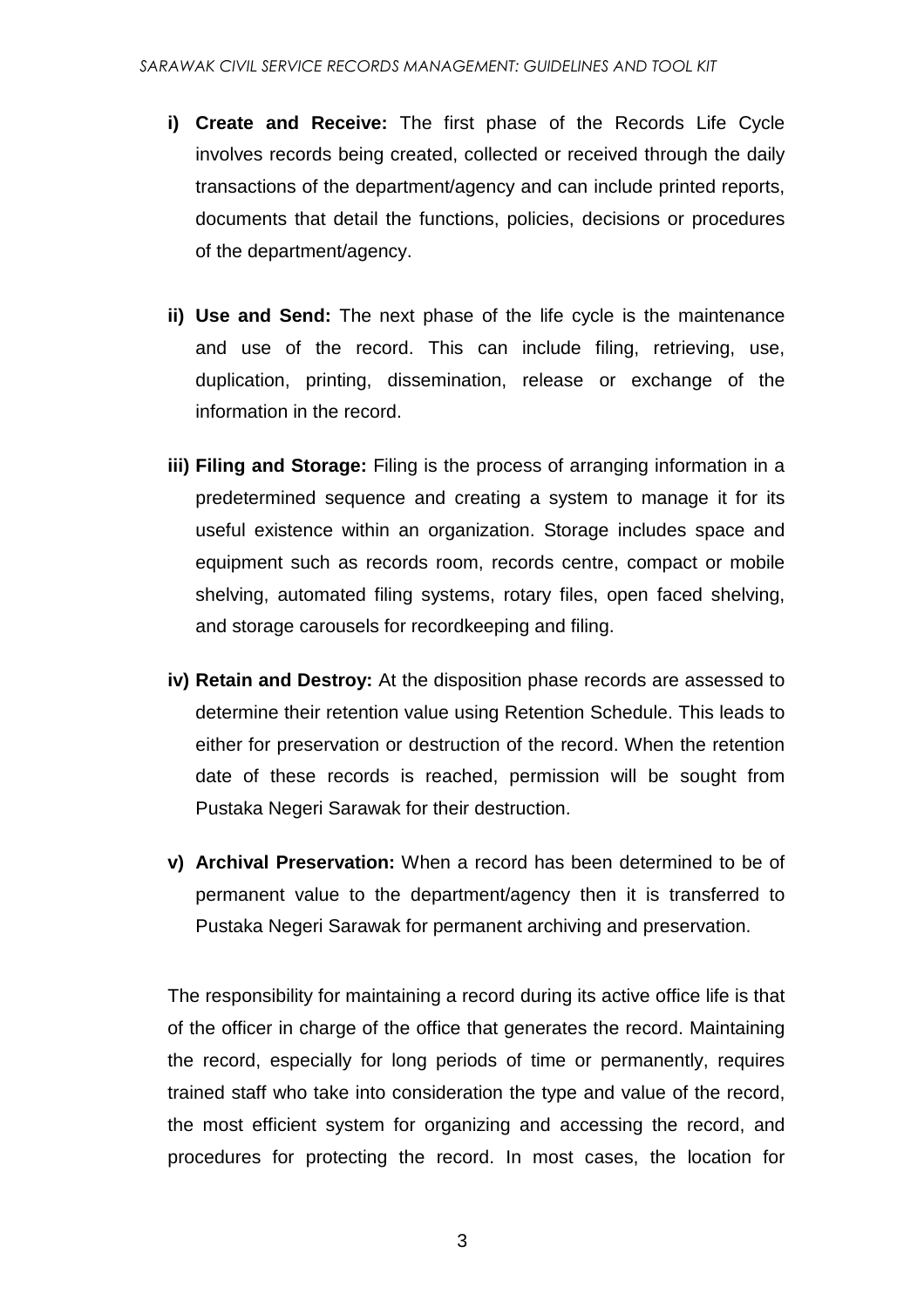i) **Create and Receive:** The first phase of the Records Life Cycle involves records being created, collected or received through the daily transactions of the department/agency and can include printed reports, documents that detail the functions, policies, decisions or procedures of the department/agency.

ii) **Use and Send:** The next phase of the life cycle is the maintenance and use of the record. This can include filing, retrieving, use, duplication, printing, dissemination, release or exchange of the information in the record.

iii) **Filing and Storage:** Filing is the process of arranging information in a predetermined sequence and creating a system to manage it for its useful existence within an organization. Storage includes space and equipment such as records room, records centre, compact or mobile shelving, automated filing systems, rotary files, open faced shelving, and storage carousels for recordkeeping and filing.

iv) **Retain and Destroy:** At the disposition phase records are assessed to determine their retention value using Retention Schedule. This leads to either for preservation or destruction of the record. When the retention date of these records is reached, permission will be sought from Pustaka Negeri Sarawak for their destruction.

v) **Archival Preservation:** When a record has been determined to be of permanent value to the department/agency then it is transferred to Pustaka Negeri Sarawak for permanent archiving and preservation.

The responsibility for maintaining a record during its active office life is that of the officer in charge of the office that generates the record. Maintaining the record, especially for long periods of time or permanently, requires trained staff who take into consideration the type and value of the record, the most efficient system for organizing and accessing the record, and procedures for protecting the record. In most cases, the location for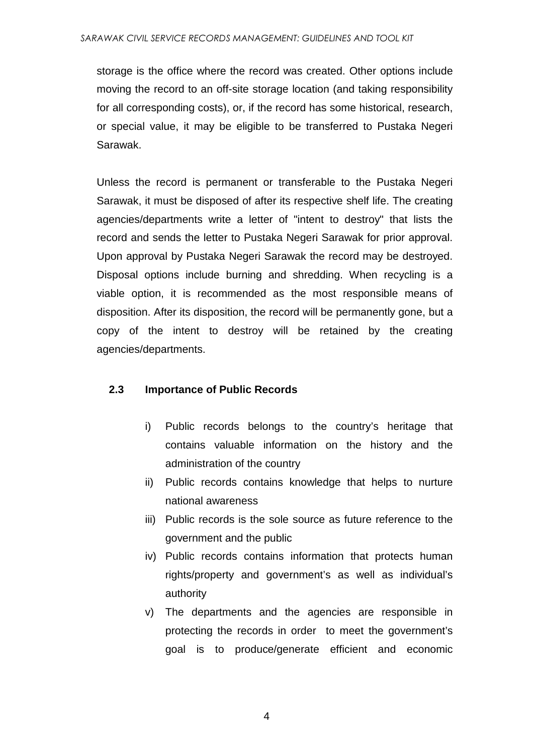storage is the office where the record was created. Other options include moving the record to an off-site storage location (and taking responsibility for all corresponding costs), or, if the record has some historical, research, or special value, it may be eligible to be transferred to Pustaka Negeri Sarawak.

Unless the record is permanent or transferable to the Pustaka Negeri Sarawak, it must be disposed of after its respective shelf life. The creating agencies/departments write a letter of "intent to destroy" that lists the record and sends the letter to Pustaka Negeri Sarawak for prior approval. Upon approval by Pustaka Negeri Sarawak the record may be destroyed. Disposal options include burning and shredding. When recycling is a viable option, it is recommended as the most responsible means of disposition. After its disposition, the record will be permanently gone, but a copy of the intent to destroy will be retained by the creating agencies/departments.

### 2.3 Importance of Public Records

i) Public records belongs to the country's heritage that contains valuable information on the history and the administration of the country
ii) Public records contains knowledge that helps to nurture national awareness
iii) Public records is the sole source as future reference to the government and the public
iv) Public records contains information that protects human rights/property and government's as well as individual's authority
v) The departments and the agencies are responsible in protecting the records in order to meet the government's goal is to produce/generate efficient and economic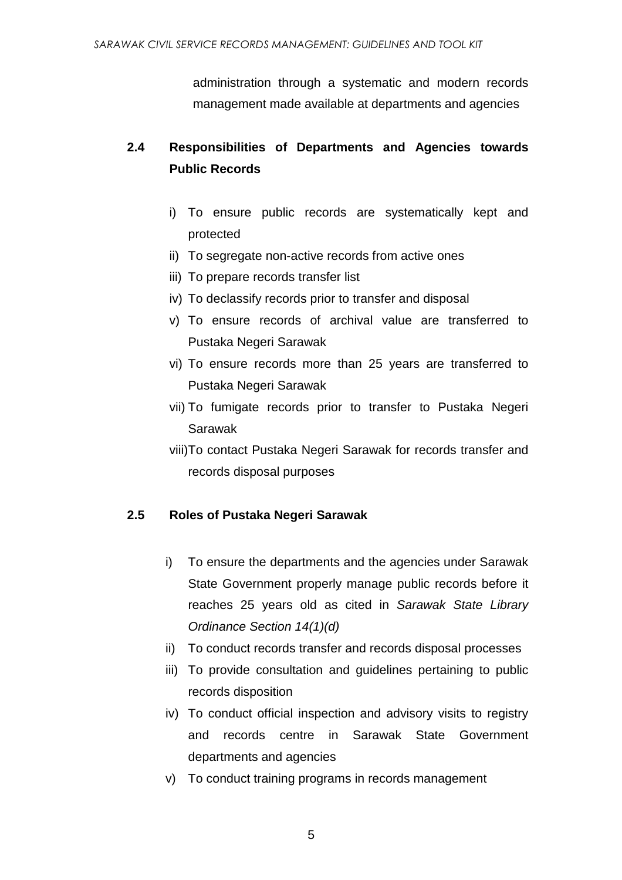administration through a systematic and modern records management made available at departments and agencies

## 2.4 Responsibilities of Departments and Agencies towards Public Records

i) To ensure public records are systematically kept and protected
ii) To segregate non-active records from active ones
iii) To prepare records transfer list
iv) To declassify records prior to transfer and disposal
v) To ensure records of archival value are transferred to Pustaka Negeri Sarawak
vi) To ensure records more than 25 years are transferred to Pustaka Negeri Sarawak
vii) To fumigate records prior to transfer to Pustaka Negeri Sarawak
viii) To contact Pustaka Negeri Sarawak for records transfer and records disposal purposes

## 2.5 Roles of Pustaka Negeri Sarawak

i) To ensure the departments and the agencies under Sarawak State Government properly manage public records before it reaches 25 years old as cited in *Sarawak State Library Ordinance Section 14(1)(d)*
ii) To conduct records transfer and records disposal processes
iii) To provide consultation and guidelines pertaining to public records disposition
iv) To conduct official inspection and advisory visits to registry and records centre in Sarawak State Government departments and agencies
v) To conduct training programs in records management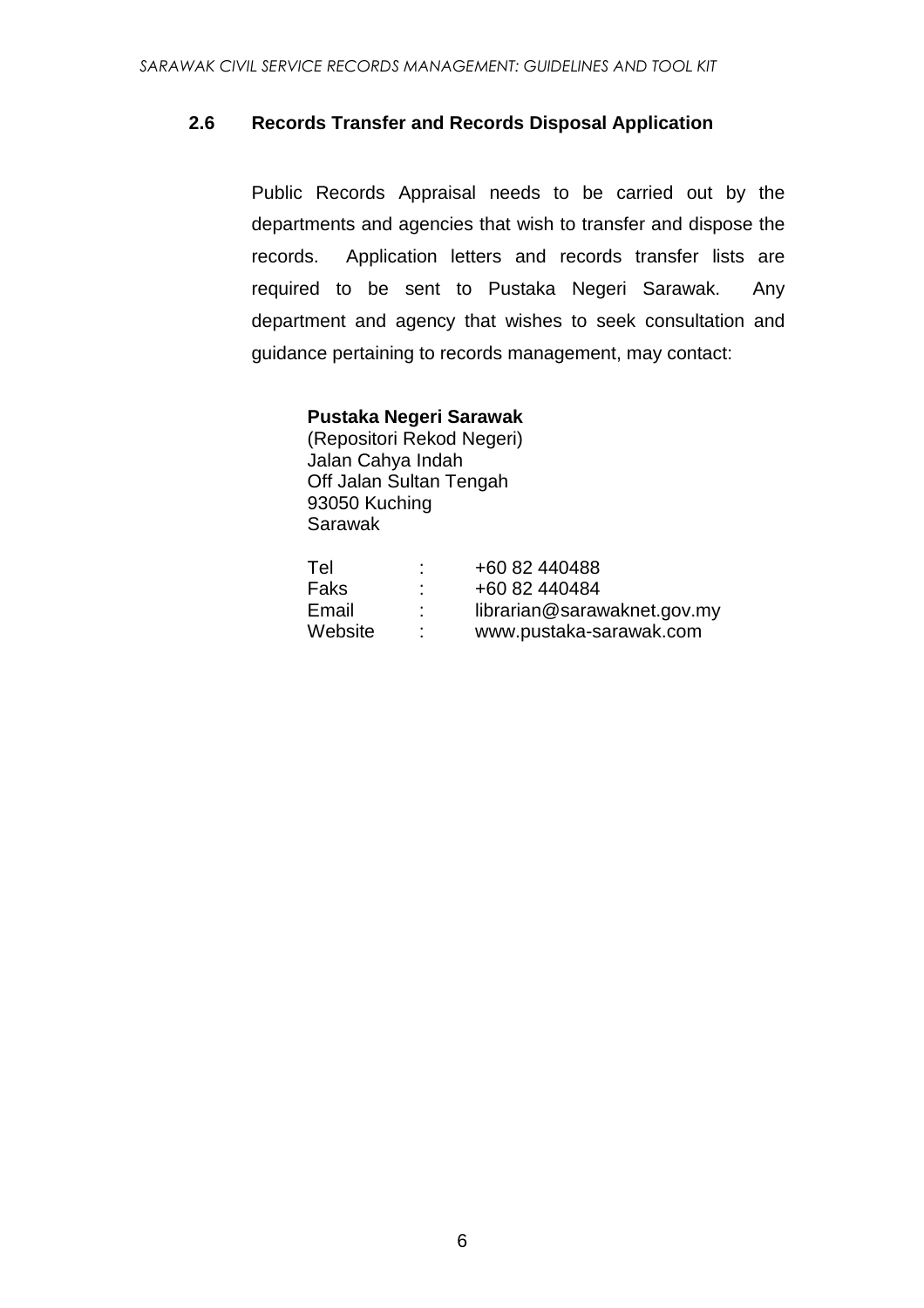## 2.6 Records Transfer and Records Disposal Application

Public Records Appraisal needs to be carried out by the departments and agencies that wish to transfer and dispose the records. Application letters and records transfer lists are required to be sent to Pustaka Negeri Sarawak. Any department and agency that wishes to seek consultation and guidance pertaining to records management, may contact:

**Pustaka Negeri Sarawak**
(Repositori Rekod Negeri)
Jalan Cahya Indah
Off Jalan Sultan Tengah
93050 Kuching
Sarawak

Tel : +60 82 440488
Faks : +60 82 440484
Email : librarian@sarawaknet.gov.my
Website : www.pustaka-sarawak.com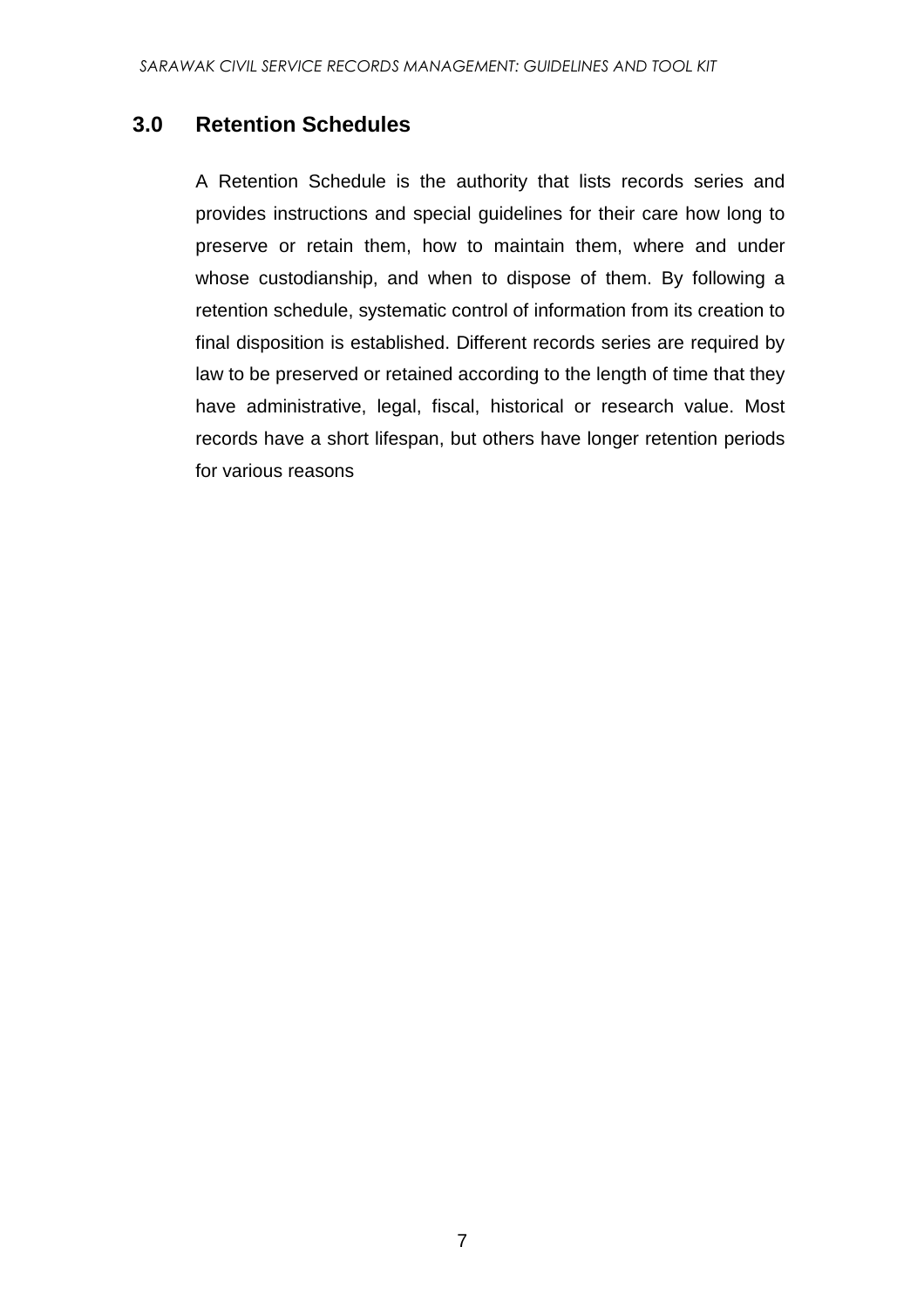## 3.0 Retention Schedules

A Retention Schedule is the authority that lists records series and provides instructions and special guidelines for their care how long to preserve or retain them, how to maintain them, where and under whose custodianship, and when to dispose of them. By following a retention schedule, systematic control of information from its creation to final disposition is established. Different records series are required by law to be preserved or retained according to the length of time that they have administrative, legal, fiscal, historical or research value. Most records have a short lifespan, but others have longer retention periods for various reasons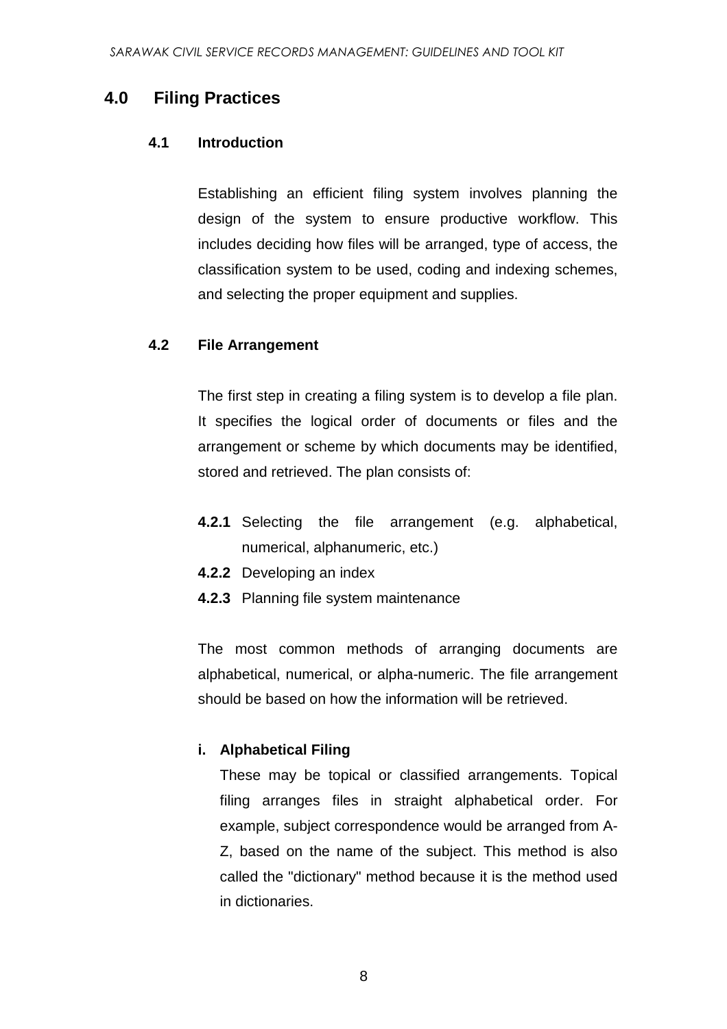# 4.0 Filing Practices

## 4.1 Introduction

Establishing an efficient filing system involves planning the design of the system to ensure productive workflow. This includes deciding how files will be arranged, type of access, the classification system to be used, coding and indexing schemes, and selecting the proper equipment and supplies.

## 4.2 File Arrangement

The first step in creating a filing system is to develop a file plan. It specifies the logical order of documents or files and the arrangement or scheme by which documents may be identified, stored and retrieved. The plan consists of:

**4.2.1** Selecting the file arrangement (e.g. alphabetical, numerical, alphanumeric, etc.)

**4.2.2** Developing an index

**4.2.3** Planning file system maintenance

The most common methods of arranging documents are alphabetical, numerical, or alpha-numeric. The file arrangement should be based on how the information will be retrieved.

**i. Alphabetical Filing**

These may be topical or classified arrangements. Topical filing arranges files in straight alphabetical order. For example, subject correspondence would be arranged from A-Z, based on the name of the subject. This method is also called the "dictionary" method because it is the method used in dictionaries.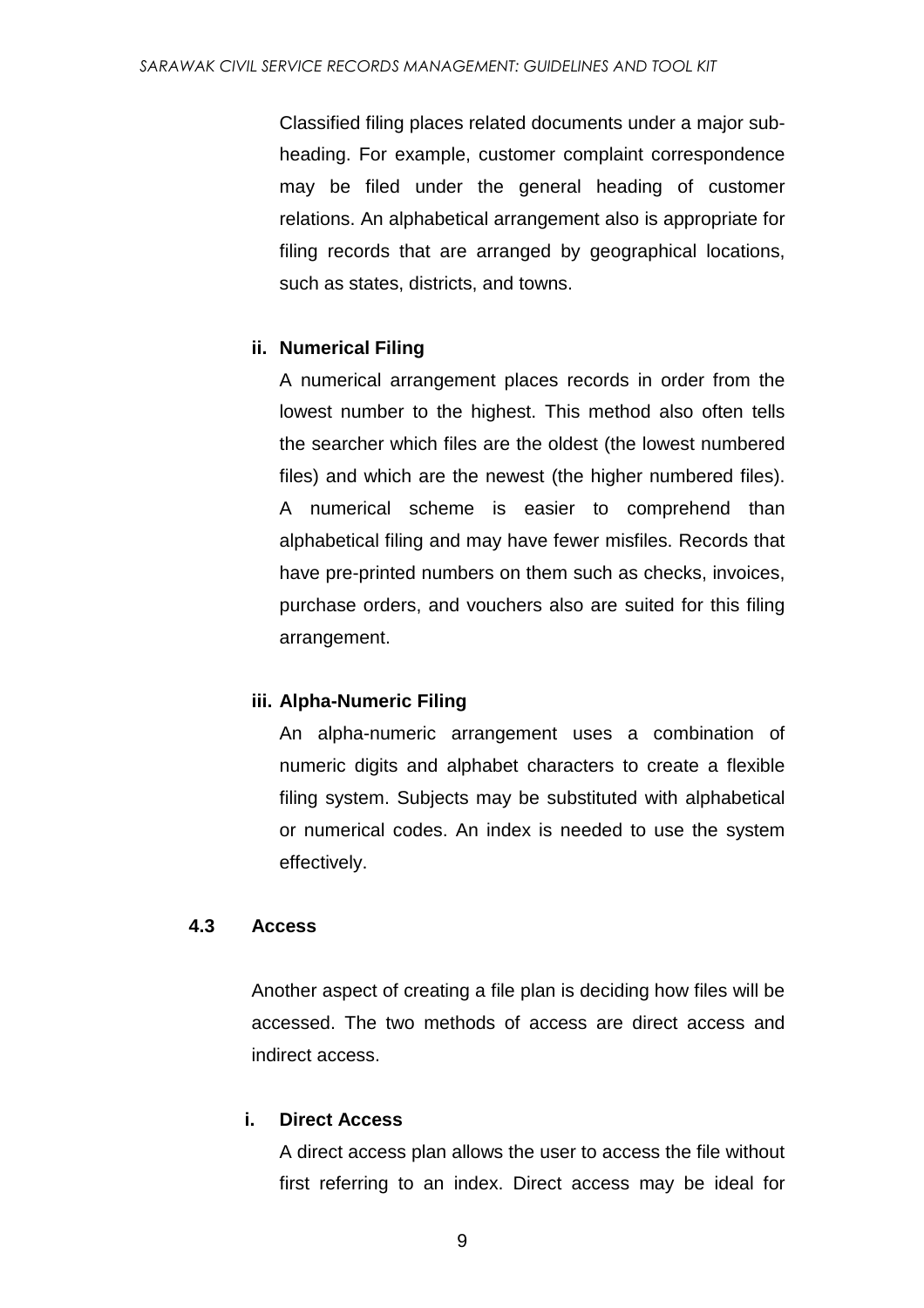Classified filing places related documents under a major sub-heading. For example, customer complaint correspondence may be filed under the general heading of customer relations. An alphabetical arrangement also is appropriate for filing records that are arranged by geographical locations, such as states, districts, and towns.

**ii. Numerical Filing**

A numerical arrangement places records in order from the lowest number to the highest. This method also often tells the searcher which files are the oldest (the lowest numbered files) and which are the newest (the higher numbered files). A numerical scheme is easier to comprehend than alphabetical filing and may have fewer misfiles. Records that have pre-printed numbers on them such as checks, invoices, purchase orders, and vouchers also are suited for this filing arrangement.

**iii. Alpha-Numeric Filing**

An alpha-numeric arrangement uses a combination of numeric digits and alphabet characters to create a flexible filing system. Subjects may be substituted with alphabetical or numerical codes. An index is needed to use the system effectively.

## 4.3 Access

Another aspect of creating a file plan is deciding how files will be accessed. The two methods of access are direct access and indirect access.

**i. Direct Access**

A direct access plan allows the user to access the file without first referring to an index. Direct access may be ideal for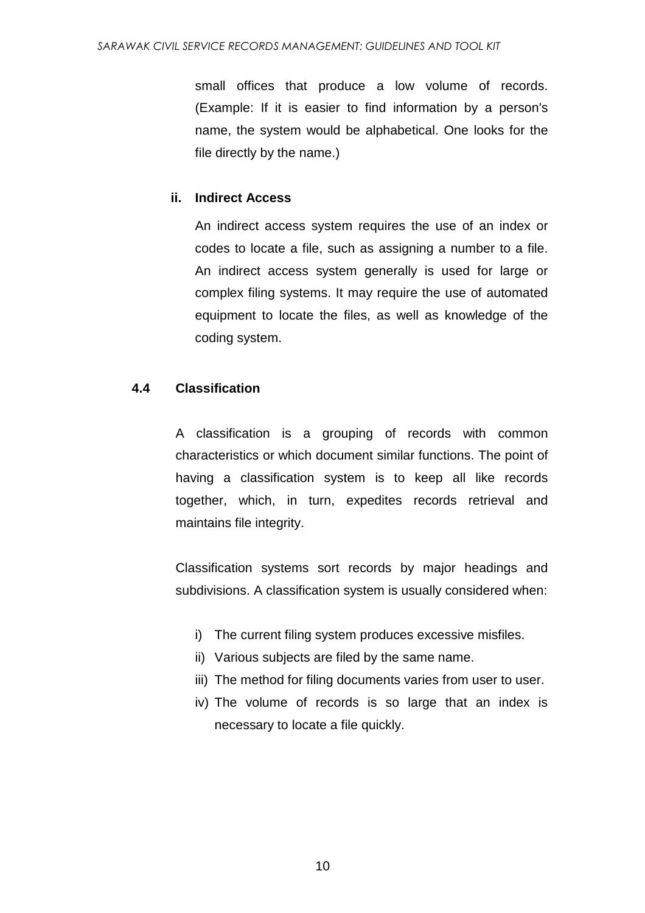small offices that produce a low volume of records. (Example: If it is easier to find information by a person's name, the system would be alphabetical. One looks for the file directly by the name.)

**ii. Indirect Access**

An indirect access system requires the use of an index or codes to locate a file, such as assigning a number to a file. An indirect access system generally is used for large or complex filing systems. It may require the use of automated equipment to locate the files, as well as knowledge of the coding system.

### 4.4 Classification

A classification is a grouping of records with common characteristics or which document similar functions. The point of having a classification system is to keep all like records together, which, in turn, expedites records retrieval and maintains file integrity.

Classification systems sort records by major headings and subdivisions. A classification system is usually considered when:

i) The current filing system produces excessive misfiles.
ii) Various subjects are filed by the same name.
iii) The method for filing documents varies from user to user.
iv) The volume of records is so large that an index is necessary to locate a file quickly.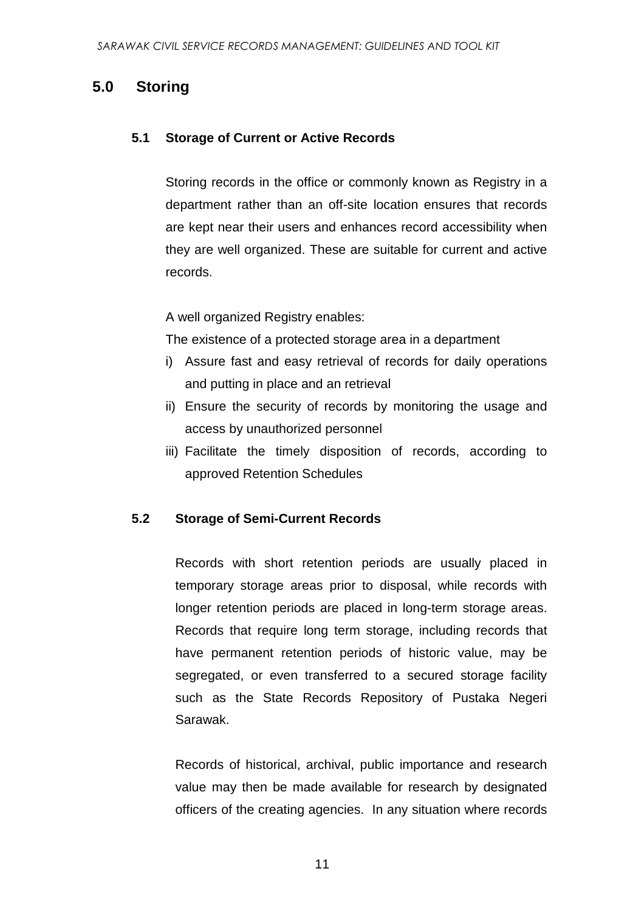## 5.0 Storing

### 5.1 Storage of Current or Active Records

Storing records in the office or commonly known as Registry in a department rather than an off-site location ensures that records are kept near their users and enhances record accessibility when they are well organized. These are suitable for current and active records.

A well organized Registry enables:

The existence of a protected storage area in a department

i) Assure fast and easy retrieval of records for daily operations and putting in place and an retrieval
ii) Ensure the security of records by monitoring the usage and access by unauthorized personnel
iii) Facilitate the timely disposition of records, according to approved Retention Schedules

### 5.2 Storage of Semi-Current Records

Records with short retention periods are usually placed in temporary storage areas prior to disposal, while records with longer retention periods are placed in long-term storage areas. Records that require long term storage, including records that have permanent retention periods of historic value, may be segregated, or even transferred to a secured storage facility such as the State Records Repository of Pustaka Negeri Sarawak.

Records of historical, archival, public importance and research value may then be made available for research by designated officers of the creating agencies. In any situation where records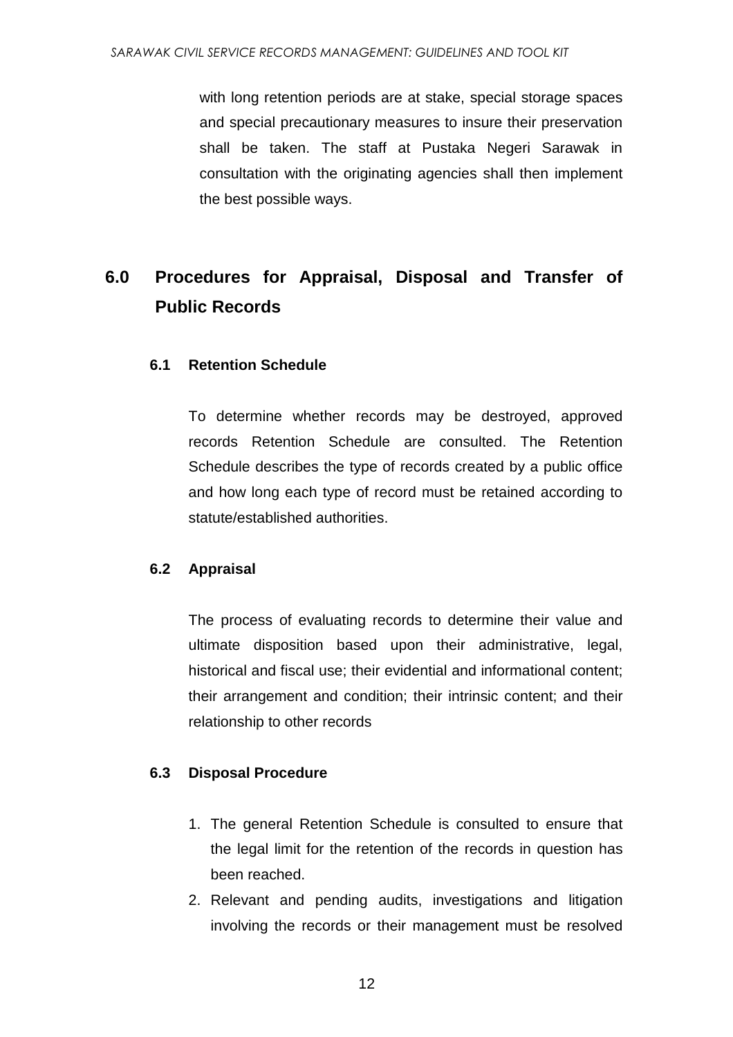with long retention periods are at stake, special storage spaces and special precautionary measures to insure their preservation shall be taken. The staff at Pustaka Negeri Sarawak in consultation with the originating agencies shall then implement the best possible ways.

## 6.0 Procedures for Appraisal, Disposal and Transfer of Public Records

### 6.1 Retention Schedule

To determine whether records may be destroyed, approved records Retention Schedule are consulted. The Retention Schedule describes the type of records created by a public office and how long each type of record must be retained according to statute/established authorities.

### 6.2 Appraisal

The process of evaluating records to determine their value and ultimate disposition based upon their administrative, legal, historical and fiscal use; their evidential and informational content; their arrangement and condition; their intrinsic content; and their relationship to other records

### 6.3 Disposal Procedure

1. The general Retention Schedule is consulted to ensure that the legal limit for the retention of the records in question has been reached.
2. Relevant and pending audits, investigations and litigation involving the records or their management must be resolved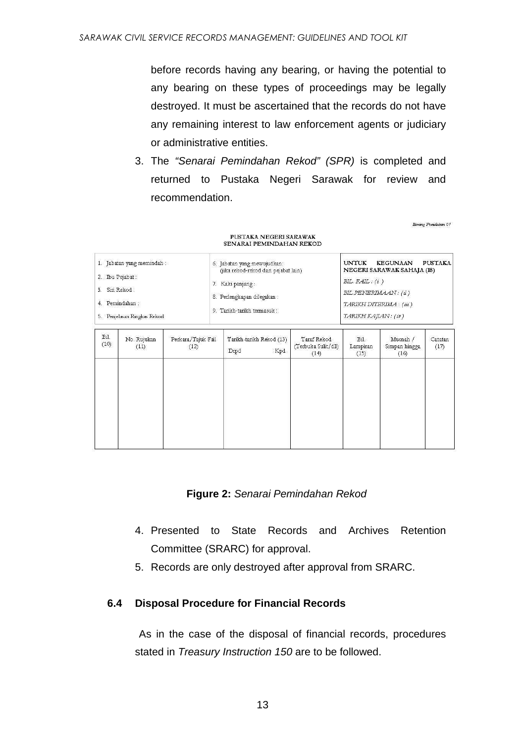before records having any bearing, or having the potential to any bearing on these types of proceedings may be legally destroyed. It must be ascertained that the records do not have any remaining interest to law enforcement agents or judiciary or administrative entities.

3. The *"Senarai Pemindahan Rekod" (SPR)* is completed and returned to Pustaka Negeri Sarawak for review and recommendation.

*Borang Pemindahan 01*

PUSTAKA NEGERI SARAWAK
SENARAI PEMINDAHAN REKOD

| | | |
|---|---|---|
| 1. Jabatan yang memindah :<br>2. Ibu Pejabat :<br>3. Siri Rekod :<br>4. Pemindahan :<br>5. Penjelasan Ringkas Rekod | 6. Jabatan yang mewujudkan: (jika rekod-rekod dari pejabat lain)<br>7. Kaki panjang :<br>8. Perlengkapan dilegakan :<br>9. Tarikh-tarikh termasuk : | **UNTUK KEGUNAAN PUSTAKA NEGERI SARAWAK SAHAJA (18)**<br>*BIL. FAIL : (i)*<br>*BIL PENERIMAAN : (ii)*<br>*TARIKH DITERIMA : (iii)*<br>*TARIKH KAJIAN : (iv)* |

| Bil. (10) | No. Rujukan (11) | Perkara/Tajuk Fail (12) | Tarikh-tarikh Rekod (13) Drpd Kpd | Taraf Rekod (Terbuka Sulit/dll) (14) | Bil. Lampiran (15) | Musnah / Simpan hingga (16) | Catatan (17) |
|---|---|---|---|---|---|---|---|
| | | | | | | | |

**Figure 2:** *Senarai Pemindahan Rekod*

4. Presented to State Records and Archives Retention Committee (SRARC) for approval.
5. Records are only destroyed after approval from SRARC.

### 6.4 Disposal Procedure for Financial Records

As in the case of the disposal of financial records, procedures stated in *Treasury Instruction 150* are to be followed.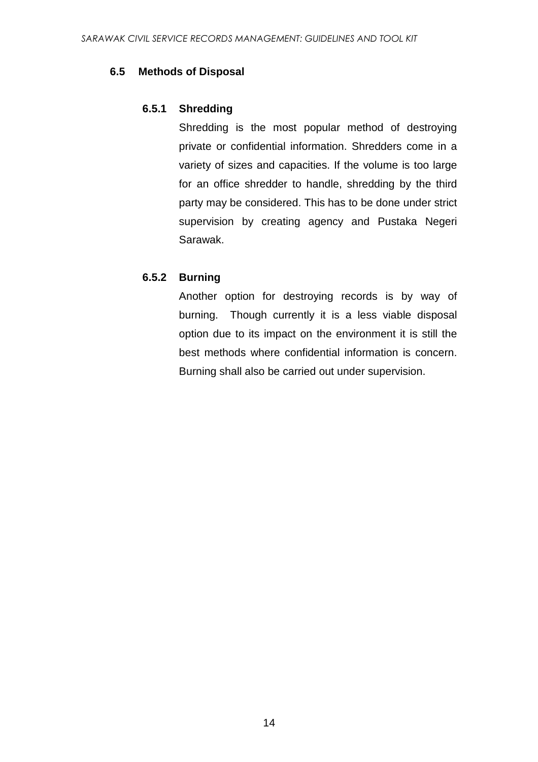## 6.5 Methods of Disposal

### 6.5.1 Shredding

Shredding is the most popular method of destroying private or confidential information. Shredders come in a variety of sizes and capacities. If the volume is too large for an office shredder to handle, shredding by the third party may be considered. This has to be done under strict supervision by creating agency and Pustaka Negeri Sarawak.

### 6.5.2 Burning

Another option for destroying records is by way of burning. Though currently it is a less viable disposal option due to its impact on the environment it is still the best methods where confidential information is concern. Burning shall also be carried out under supervision.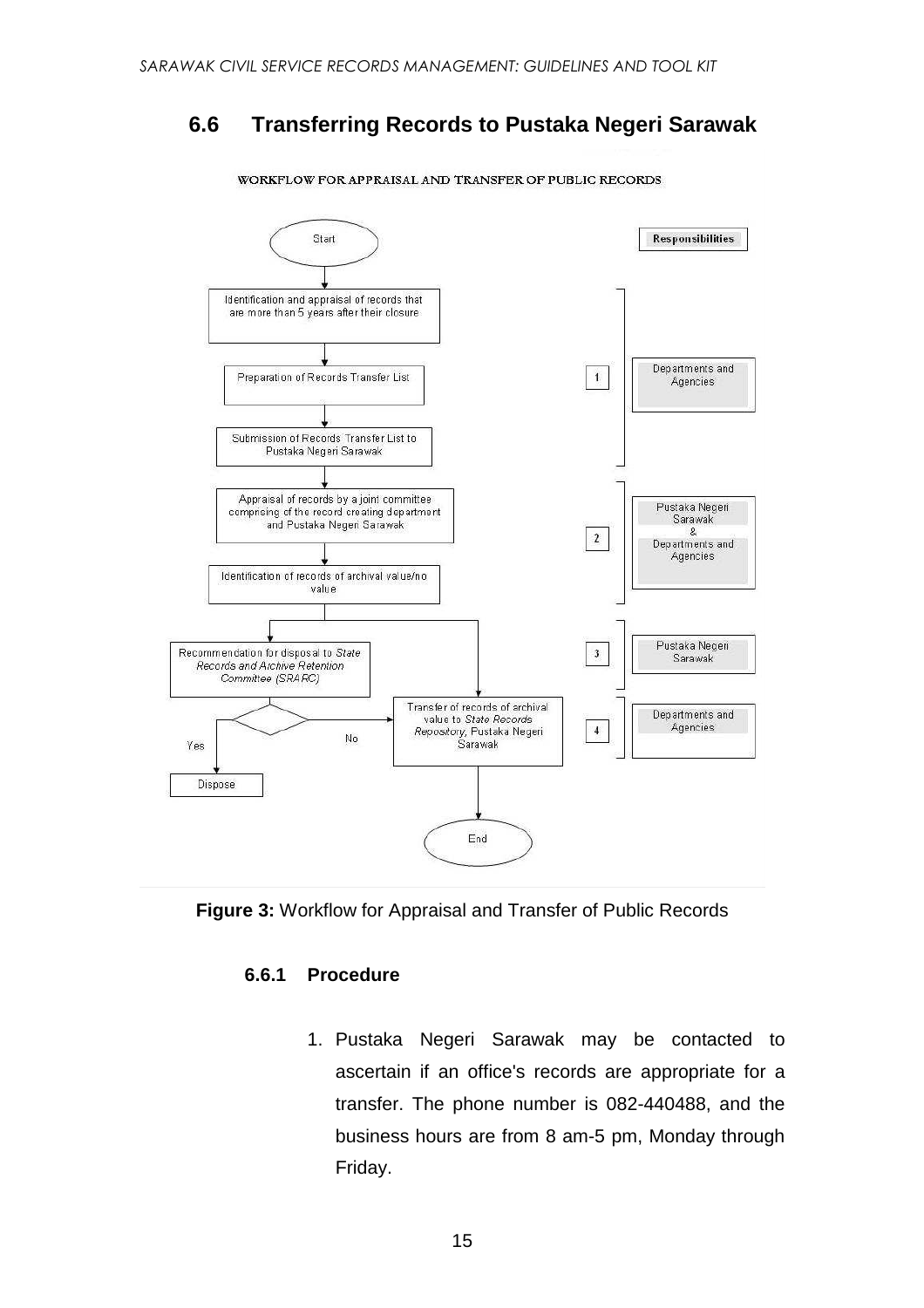## 6.6 Transferring Records to Pustaka Negeri Sarawak

WORKFLOW FOR APPRAISAL AND TRANSFER OF PUBLIC RECORDS

Start

Identification and appraisal of records that are more than 5 years after their closure

Preparation of Records Transfer List

Submission of Records Transfer List to Pustaka Negeri Sarawak

Appraisal of records by a joint committee comprising of the record creating department and Pustaka Negeri Sarawak

Identification of records of archival value/no value

Recommendation for disposal to *State Records and Archive Retention Committee (SRARC)*

Transfer of records of archival value to *State Records Repository*, Pustaka Negeri Sarawak

Yes — Dispose

No

End

| | Responsibilities |
|---|---|
| 1 | Departments and Agencies |
| 2 | Pustaka Negeri Sarawak & Departments and Agencies |
| 3 | Pustaka Negeri Sarawak |
| 4 | Departments and Agencies |

**Figure 3:** Workflow for Appraisal and Transfer of Public Records

### 6.6.1 Procedure

1. Pustaka Negeri Sarawak may be contacted to ascertain if an office's records are appropriate for a transfer. The phone number is 082-440488, and the business hours are from 8 am-5 pm, Monday through Friday.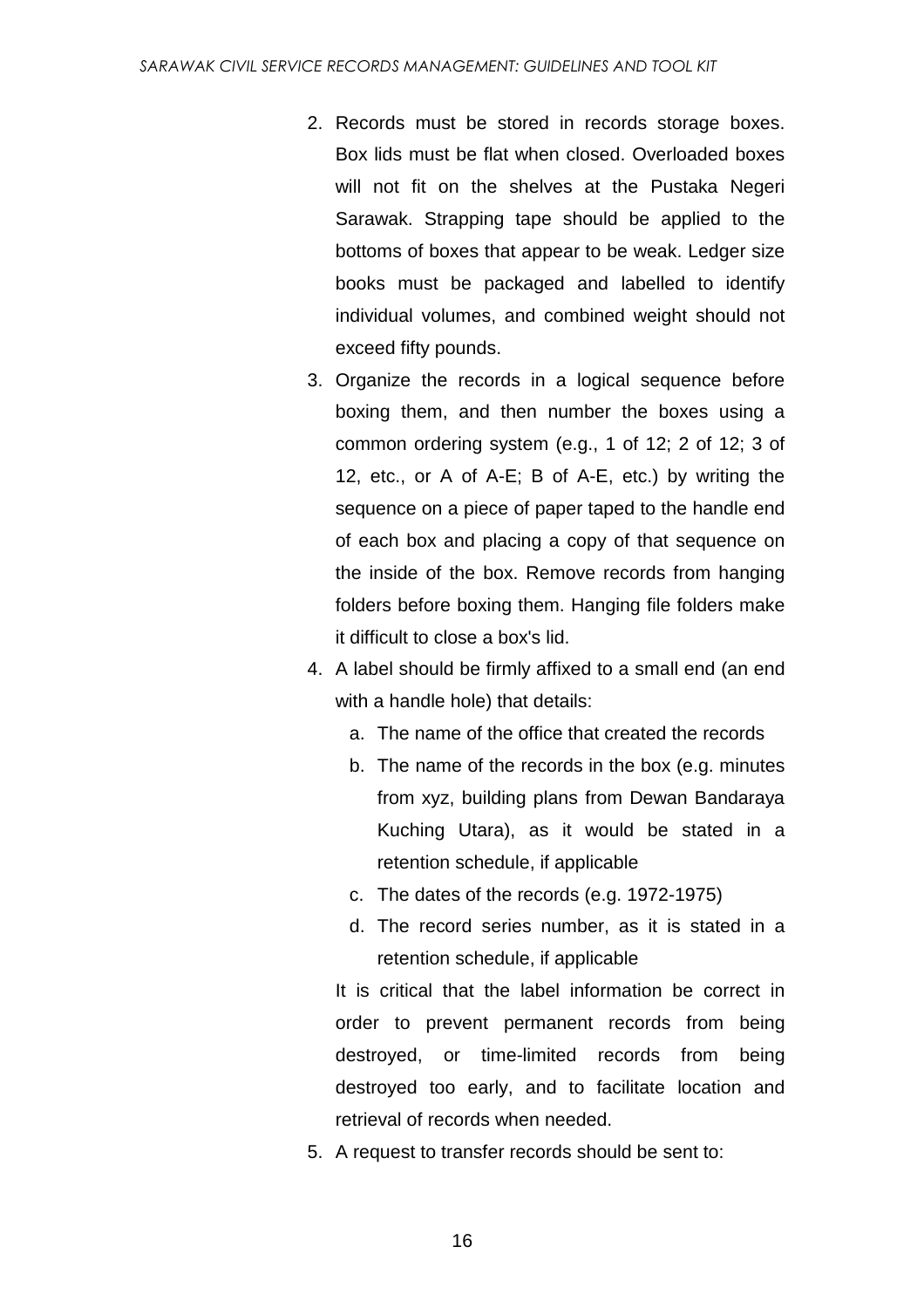2. Records must be stored in records storage boxes. Box lids must be flat when closed. Overloaded boxes will not fit on the shelves at the Pustaka Negeri Sarawak. Strapping tape should be applied to the bottoms of boxes that appear to be weak. Ledger size books must be packaged and labelled to identify individual volumes, and combined weight should not exceed fifty pounds.
3. Organize the records in a logical sequence before boxing them, and then number the boxes using a common ordering system (e.g., 1 of 12; 2 of 12; 3 of 12, etc., or A of A-E; B of A-E, etc.) by writing the sequence on a piece of paper taped to the handle end of each box and placing a copy of that sequence on the inside of the box. Remove records from hanging folders before boxing them. Hanging file folders make it difficult to close a box's lid.
4. A label should be firmly affixed to a small end (an end with a handle hole) that details:
    a. The name of the office that created the records
    b. The name of the records in the box (e.g. minutes from xyz, building plans from Dewan Bandaraya Kuching Utara), as it would be stated in a retention schedule, if applicable
    c. The dates of the records (e.g. 1972-1975)
    d. The record series number, as it is stated in a retention schedule, if applicable

   It is critical that the label information be correct in order to prevent permanent records from being destroyed, or time-limited records from being destroyed too early, and to facilitate location and retrieval of records when needed.
5. A request to transfer records should be sent to: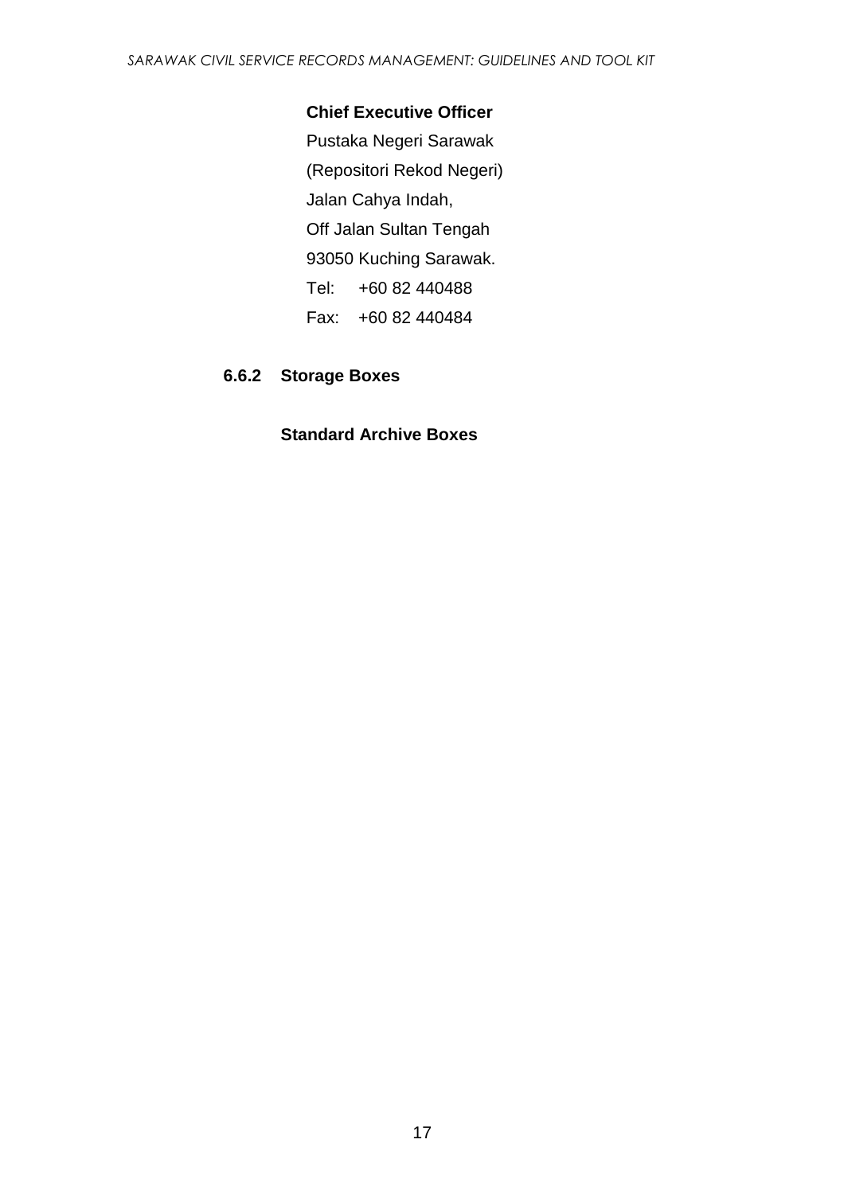**Chief Executive Officer**
Pustaka Negeri Sarawak
(Repositori Rekod Negeri)
Jalan Cahya Indah,
Off Jalan Sultan Tengah
93050 Kuching Sarawak.
Tel: +60 82 440488
Fax: +60 82 440484

### 6.6.2 Storage Boxes

**Standard Archive Boxes**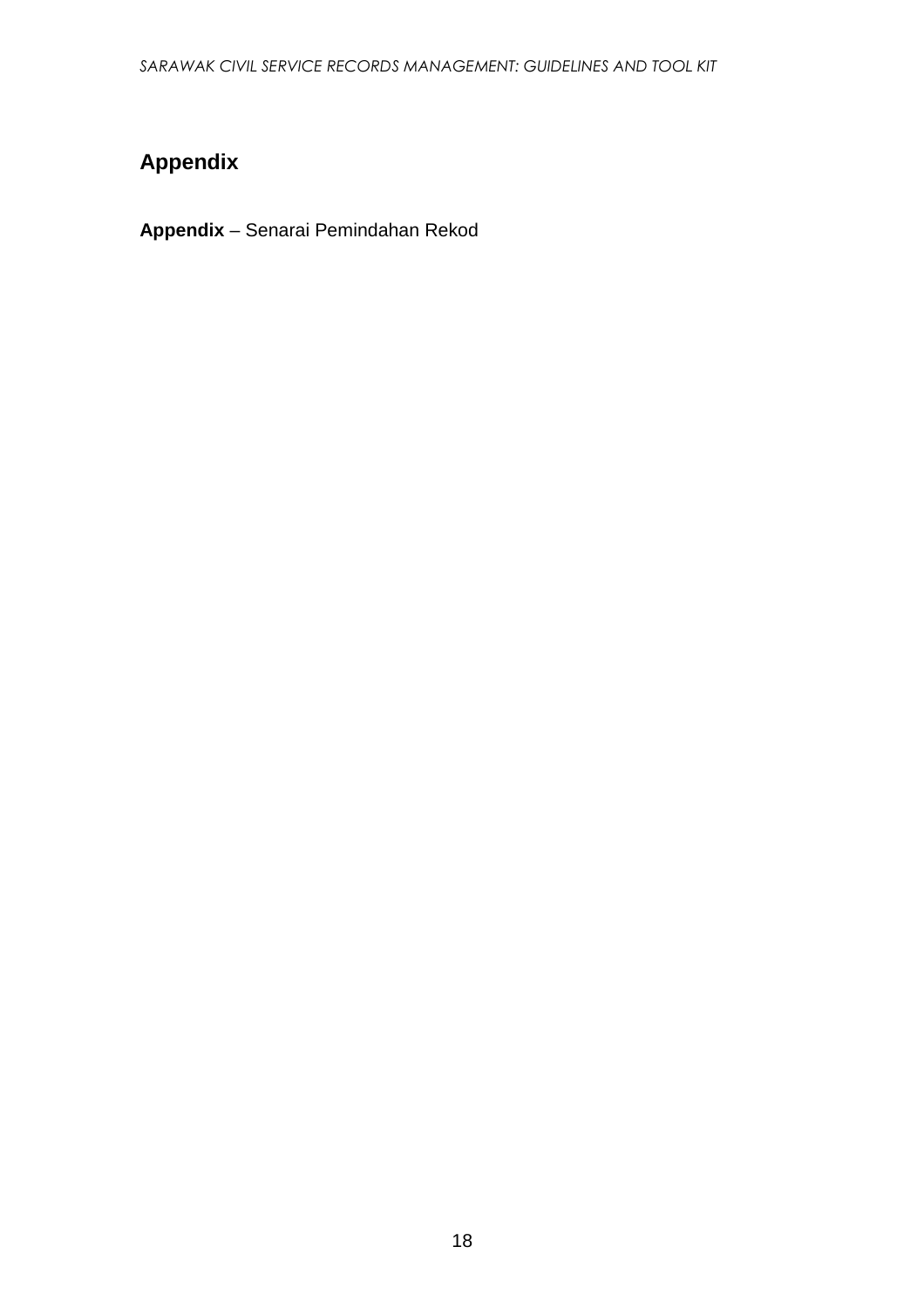## Appendix

**Appendix** – Senarai Pemindahan Rekod